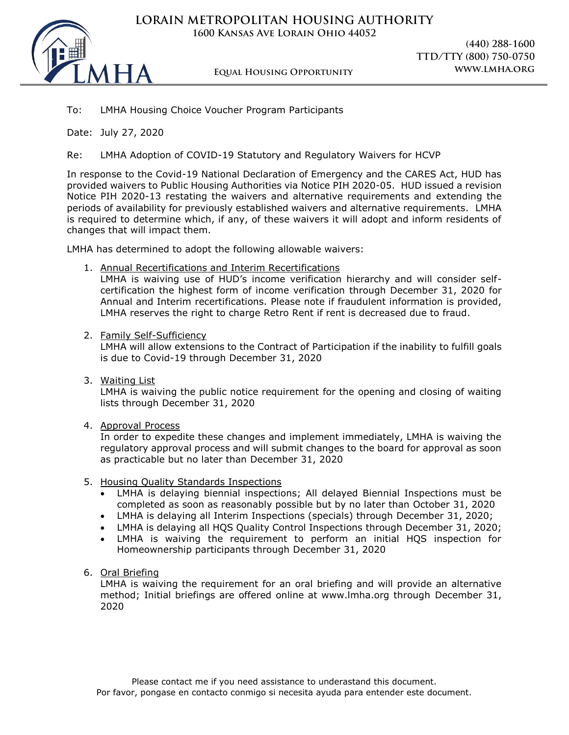# LORAIN METROPOLITAN HOUSING AUTHORITY

1600 Kansas Ave Lorain Ohio 44052

(440) 288-1600
TTD/TTY (800) 750-0750
WWW.LMHA.ORG

Equal Housing Opportunity

To: LMHA Housing Choice Voucher Program Participants

Date: July 27, 2020

Re: LMHA Adoption of COVID-19 Statutory and Regulatory Waivers for HCVP

In response to the Covid-19 National Declaration of Emergency and the CARES Act, HUD has provided waivers to Public Housing Authorities via Notice PIH 2020-05. HUD issued a revision Notice PIH 2020-13 restating the waivers and alternative requirements and extending the periods of availability for previously established waivers and alternative requirements. LMHA is required to determine which, if any, of these waivers it will adopt and inform residents of changes that will impact them.

LMHA has determined to adopt the following allowable waivers:

1. <u>Annual Recertifications and Interim Recertifications</u>
   LMHA is waiving use of HUD's income verification hierarchy and will consider self-certification the highest form of income verification through December 31, 2020 for Annual and Interim recertifications. Please note if fraudulent information is provided, LMHA reserves the right to charge Retro Rent if rent is decreased due to fraud.

2. <u>Family Self-Sufficiency</u>
   LMHA will allow extensions to the Contract of Participation if the inability to fulfill goals is due to Covid-19 through December 31, 2020

3. <u>Waiting List</u>
   LMHA is waiving the public notice requirement for the opening and closing of waiting lists through December 31, 2020

4. <u>Approval Process</u>
   In order to expedite these changes and implement immediately, LMHA is waiving the regulatory approval process and will submit changes to the board for approval as soon as practicable but no later than December 31, 2020

5. <u>Housing Quality Standards Inspections</u>
   - LMHA is delaying biennial inspections; All delayed Biennial Inspections must be completed as soon as reasonably possible but by no later than October 31, 2020
   - LMHA is delaying all Interim Inspections (specials) through December 31, 2020;
   - LMHA is delaying all HQS Quality Control Inspections through December 31, 2020;
   - LMHA is waiving the requirement to perform an initial HQS inspection for Homeownership participants through December 31, 2020

6. <u>Oral Briefing</u>
   LMHA is waiving the requirement for an oral briefing and will provide an alternative method; Initial briefings are offered online at www.lmha.org through December 31, 2020

Please contact me if you need assistance to underastand this document.
Por favor, pongase en contacto conmigo si necesita ayuda para entender este document.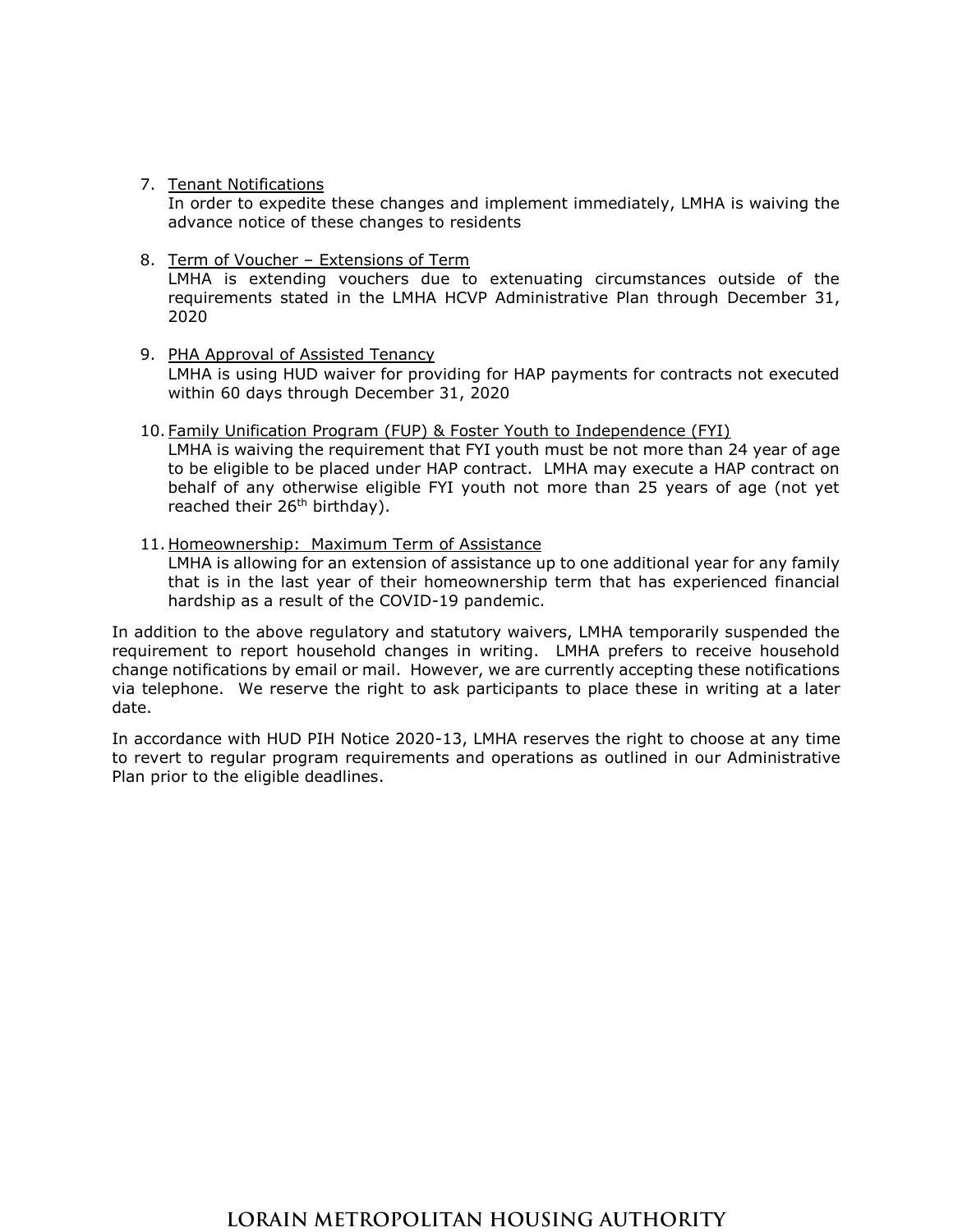7. Tenant Notifications
   In order to expedite these changes and implement immediately, LMHA is waiving the advance notice of these changes to residents

8. Term of Voucher – Extensions of Term
   LMHA is extending vouchers due to extenuating circumstances outside of the requirements stated in the LMHA HCVP Administrative Plan through December 31, 2020

9. PHA Approval of Assisted Tenancy
   LMHA is using HUD waiver for providing for HAP payments for contracts not executed within 60 days through December 31, 2020

10. Family Unification Program (FUP) & Foster Youth to Independence (FYI)
    LMHA is waiving the requirement that FYI youth must be not more than 24 year of age to be eligible to be placed under HAP contract. LMHA may execute a HAP contract on behalf of any otherwise eligible FYI youth not more than 25 years of age (not yet reached their 26th birthday).

11. Homeownership: Maximum Term of Assistance
    LMHA is allowing for an extension of assistance up to one additional year for any family that is in the last year of their homeownership term that has experienced financial hardship as a result of the COVID-19 pandemic.

In addition to the above regulatory and statutory waivers, LMHA temporarily suspended the requirement to report household changes in writing. LMHA prefers to receive household change notifications by email or mail. However, we are currently accepting these notifications via telephone. We reserve the right to ask participants to place these in writing at a later date.

In accordance with HUD PIH Notice 2020-13, LMHA reserves the right to choose at any time to revert to regular program requirements and operations as outlined in our Administrative Plan prior to the eligible deadlines.